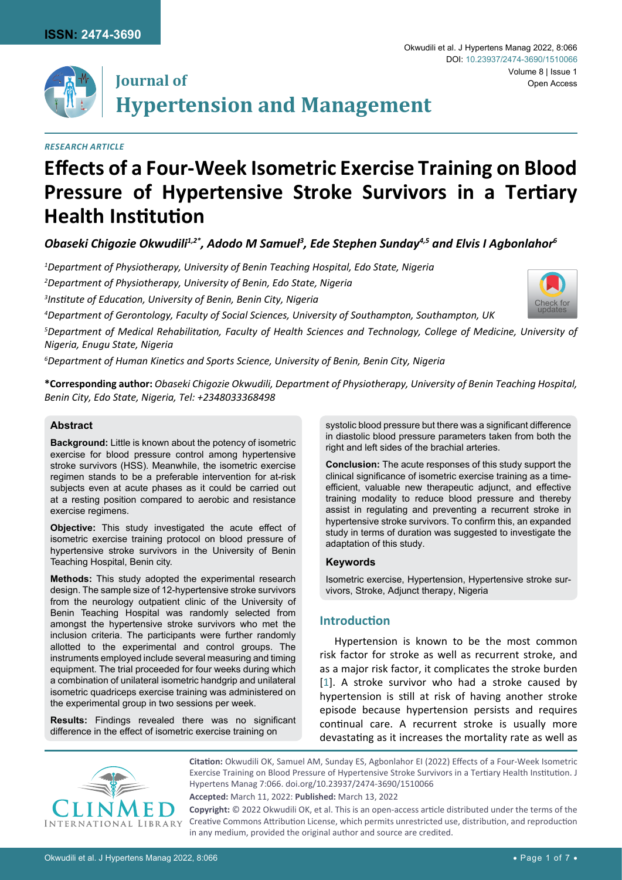# Journal of Hypertension and Management

*RESEARCH ARTICLE*

# Effects of a Four-Week Isometric Exercise Training on Blood Pressure of Hypertensive Stroke Survivors in a Tertiary Health Institution

***Obaseki Chigozie Okwudili[1,2*], Adodo M Samuel[3], Ede Stephen Sunday[4,5] and Elvis I Agbonlahor[6]***

*[1]Department of Physiotherapy, University of Benin Teaching Hospital, Edo State, Nigeria*

*[2]Department of Physiotherapy, University of Benin, Edo State, Nigeria*

*[3]Institute of Education, University of Benin, Benin City, Nigeria*

*[4]Department of Gerontology, Faculty of Social Sciences, University of Southampton, Southampton, UK*

*[5]Department of Medical Rehabilitation, Faculty of Health Sciences and Technology, College of Medicine, University of Nigeria, Enugu State, Nigeria*

*[6]Department of Human Kinetics and Sports Science, University of Benin, Benin City, Nigeria*

**\*Corresponding author:** *Obaseki Chigozie Okwudili, Department of Physiotherapy, University of Benin Teaching Hospital, Benin City, Edo State, Nigeria, Tel: +2348033368498*

## Abstract

**Background:** Little is known about the potency of isometric exercise for blood pressure control among hypertensive stroke survivors (HSS). Meanwhile, the isometric exercise regimen stands to be a preferable intervention for at-risk subjects even at acute phases as it could be carried out at a resting position compared to aerobic and resistance exercise regimens.

**Objective:** This study investigated the acute effect of isometric exercise training protocol on blood pressure of hypertensive stroke survivors in the University of Benin Teaching Hospital, Benin city.

**Methods:** This study adopted the experimental research design. The sample size of 12-hypertensive stroke survivors from the neurology outpatient clinic of the University of Benin Teaching Hospital was randomly selected from amongst the hypertensive stroke survivors who met the inclusion criteria. The participants were further randomly allotted to the experimental and control groups. The instruments employed include several measuring and timing equipment. The trial proceeded for four weeks during which a combination of unilateral isometric handgrip and unilateral isometric quadriceps exercise training was administered on the experimental group in two sessions per week.

**Results:** Findings revealed there was no significant difference in the effect of isometric exercise training on systolic blood pressure but there was a significant difference in diastolic blood pressure parameters taken from both the right and left sides of the brachial arteries.

**Conclusion:** The acute responses of this study support the clinical significance of isometric exercise training as a time-efficient, valuable new therapeutic adjunct, and effective training modality to reduce blood pressure and thereby assist in regulating and preventing a recurrent stroke in hypertensive stroke survivors. To confirm this, an expanded study in terms of duration was suggested to investigate the adaptation of this study.

### Keywords

Isometric exercise, Hypertension, Hypertensive stroke survivors, Stroke, Adjunct therapy, Nigeria

## Introduction

Hypertension is known to be the most common risk factor for stroke as well as recurrent stroke, and as a major risk factor, it complicates the stroke burden [1]. A stroke survivor who had a stroke caused by hypertension is still at risk of having another stroke episode because hypertension persists and requires continual care. A recurrent stroke is usually more devastating as it increases the mortality rate as well as

**Citation:** Okwudili OK, Samuel AM, Sunday ES, Agbonlahor EI (2022) Effects of a Four-Week Isometric Exercise Training on Blood Pressure of Hypertensive Stroke Survivors in a Tertiary Health Institution. J Hypertens Manag 7:066. doi.org/10.23937/2474-3690/1510066

**Accepted:** March 11, 2022: **Published:** March 13, 2022

**Copyright:** © 2022 Okwudili OK, et al. This is an open-access article distributed under the terms of the Creative Commons Attribution License, which permits unrestricted use, distribution, and reproduction in any medium, provided the original author and source are credited.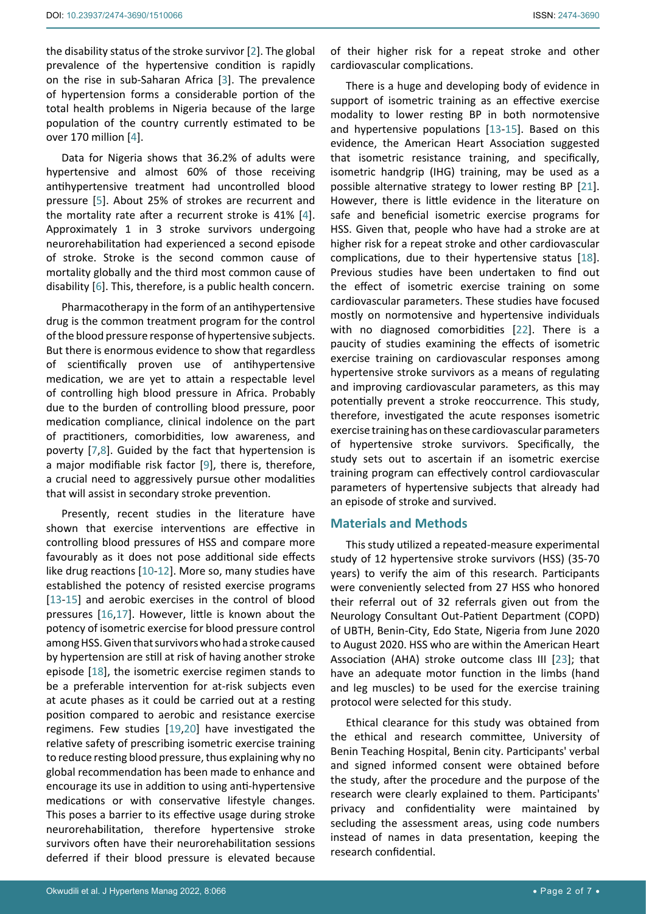the disability status of the stroke survivor [2]. The global prevalence of the hypertensive condition is rapidly on the rise in sub-Saharan Africa [3]. The prevalence of hypertension forms a considerable portion of the total health problems in Nigeria because of the large population of the country currently estimated to be over 170 million [4].

Data for Nigeria shows that 36.2% of adults were hypertensive and almost 60% of those receiving antihypertensive treatment had uncontrolled blood pressure [5]. About 25% of strokes are recurrent and the mortality rate after a recurrent stroke is 41% [4]. Approximately 1 in 3 stroke survivors undergoing neurorehabilitation had experienced a second episode of stroke. Stroke is the second common cause of mortality globally and the third most common cause of disability [6]. This, therefore, is a public health concern.

Pharmacotherapy in the form of an antihypertensive drug is the common treatment program for the control of the blood pressure response of hypertensive subjects. But there is enormous evidence to show that regardless of scientifically proven use of antihypertensive medication, we are yet to attain a respectable level of controlling high blood pressure in Africa. Probably due to the burden of controlling blood pressure, poor medication compliance, clinical indolence on the part of practitioners, comorbidities, low awareness, and poverty [7,8]. Guided by the fact that hypertension is a major modifiable risk factor [9], there is, therefore, a crucial need to aggressively pursue other modalities that will assist in secondary stroke prevention.

Presently, recent studies in the literature have shown that exercise interventions are effective in controlling blood pressures of HSS and compare more favourably as it does not pose additional side effects like drug reactions [10-12]. More so, many studies have established the potency of resisted exercise programs [13-15] and aerobic exercises in the control of blood pressures [16,17]. However, little is known about the potency of isometric exercise for blood pressure control among HSS. Given that survivors who had a stroke caused by hypertension are still at risk of having another stroke episode [18], the isometric exercise regimen stands to be a preferable intervention for at-risk subjects even at acute phases as it could be carried out at a resting position compared to aerobic and resistance exercise regimens. Few studies [19,20] have investigated the relative safety of prescribing isometric exercise training to reduce resting blood pressure, thus explaining why no global recommendation has been made to enhance and encourage its use in addition to using anti-hypertensive medications or with conservative lifestyle changes. This poses a barrier to its effective usage during stroke neurorehabilitation, therefore hypertensive stroke survivors often have their neurorehabilitation sessions deferred if their blood pressure is elevated because of their higher risk for a repeat stroke and other cardiovascular complications.

There is a huge and developing body of evidence in support of isometric training as an effective exercise modality to lower resting BP in both normotensive and hypertensive populations [13-15]. Based on this evidence, the American Heart Association suggested that isometric resistance training, and specifically, isometric handgrip (IHG) training, may be used as a possible alternative strategy to lower resting BP [21]. However, there is little evidence in the literature on safe and beneficial isometric exercise programs for HSS. Given that, people who have had a stroke are at higher risk for a repeat stroke and other cardiovascular complications, due to their hypertensive status [18]. Previous studies have been undertaken to find out the effect of isometric exercise training on some cardiovascular parameters. These studies have focused mostly on normotensive and hypertensive individuals with no diagnosed comorbidities [22]. There is a paucity of studies examining the effects of isometric exercise training on cardiovascular responses among hypertensive stroke survivors as a means of regulating and improving cardiovascular parameters, as this may potentially prevent a stroke reoccurrence. This study, therefore, investigated the acute responses isometric exercise training has on these cardiovascular parameters of hypertensive stroke survivors. Specifically, the study sets out to ascertain if an isometric exercise training program can effectively control cardiovascular parameters of hypertensive subjects that already had an episode of stroke and survived.

## Materials and Methods

This study utilized a repeated-measure experimental study of 12 hypertensive stroke survivors (HSS) (35-70 years) to verify the aim of this research. Participants were conveniently selected from 27 HSS who honored their referral out of 32 referrals given out from the Neurology Consultant Out-Patient Department (COPD) of UBTH, Benin-City, Edo State, Nigeria from June 2020 to August 2020. HSS who are within the American Heart Association (AHA) stroke outcome class III [23]; that have an adequate motor function in the limbs (hand and leg muscles) to be used for the exercise training protocol were selected for this study.

Ethical clearance for this study was obtained from the ethical and research committee, University of Benin Teaching Hospital, Benin city. Participants' verbal and signed informed consent were obtained before the study, after the procedure and the purpose of the research were clearly explained to them. Participants' privacy and confidentiality were maintained by secluding the assessment areas, using code numbers instead of names in data presentation, keeping the research confidential.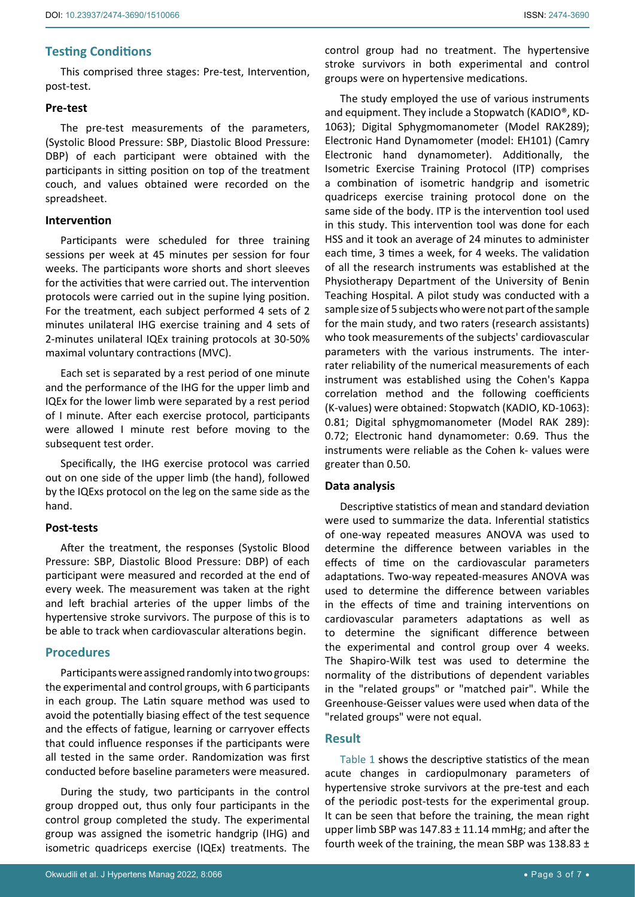## Testing Conditions

This comprised three stages: Pre-test, Intervention, post-test.

### Pre-test

The pre-test measurements of the parameters, (Systolic Blood Pressure: SBP, Diastolic Blood Pressure: DBP) of each participant were obtained with the participants in sitting position on top of the treatment couch, and values obtained were recorded on the spreadsheet.

### Intervention

Participants were scheduled for three training sessions per week at 45 minutes per session for four weeks. The participants wore shorts and short sleeves for the activities that were carried out. The intervention protocols were carried out in the supine lying position. For the treatment, each subject performed 4 sets of 2 minutes unilateral IHG exercise training and 4 sets of 2-minutes unilateral IQEx training protocols at 30-50% maximal voluntary contractions (MVC).

Each set is separated by a rest period of one minute and the performance of the IHG for the upper limb and IQEx for the lower limb were separated by a rest period of I minute. After each exercise protocol, participants were allowed I minute rest before moving to the subsequent test order.

Specifically, the IHG exercise protocol was carried out on one side of the upper limb (the hand), followed by the IQExs protocol on the leg on the same side as the hand.

### Post-tests

After the treatment, the responses (Systolic Blood Pressure: SBP, Diastolic Blood Pressure: DBP) of each participant were measured and recorded at the end of every week. The measurement was taken at the right and left brachial arteries of the upper limbs of the hypertensive stroke survivors. The purpose of this is to be able to track when cardiovascular alterations begin.

## Procedures

Participants were assigned randomly into two groups: the experimental and control groups, with 6 participants in each group. The Latin square method was used to avoid the potentially biasing effect of the test sequence and the effects of fatigue, learning or carryover effects that could influence responses if the participants were all tested in the same order. Randomization was first conducted before baseline parameters were measured.

During the study, two participants in the control group dropped out, thus only four participants in the control group completed the study. The experimental group was assigned the isometric handgrip (IHG) and isometric quadriceps exercise (IQEx) treatments. The control group had no treatment. The hypertensive stroke survivors in both experimental and control groups were on hypertensive medications.

The study employed the use of various instruments and equipment. They include a Stopwatch (KADIO®, KD-1063); Digital Sphygmomanometer (Model RAK289); Electronic Hand Dynamometer (model: EH101) (Camry Electronic hand dynamometer). Additionally, the Isometric Exercise Training Protocol (ITP) comprises a combination of isometric handgrip and isometric quadriceps exercise training protocol done on the same side of the body. ITP is the intervention tool used in this study. This intervention tool was done for each HSS and it took an average of 24 minutes to administer each time, 3 times a week, for 4 weeks. The validation of all the research instruments was established at the Physiotherapy Department of the University of Benin Teaching Hospital. A pilot study was conducted with a sample size of 5 subjects who were not part of the sample for the main study, and two raters (research assistants) who took measurements of the subjects' cardiovascular parameters with the various instruments. The inter-rater reliability of the numerical measurements of each instrument was established using the Cohen's Kappa correlation method and the following coefficients (K-values) were obtained: Stopwatch (KADIO, KD-1063): 0.81; Digital sphygmomanometer (Model RAK 289): 0.72; Electronic hand dynamometer: 0.69. Thus the instruments were reliable as the Cohen k- values were greater than 0.50.

### Data analysis

Descriptive statistics of mean and standard deviation were used to summarize the data. Inferential statistics of one-way repeated measures ANOVA was used to determine the difference between variables in the effects of time on the cardiovascular parameters adaptations. Two-way repeated-measures ANOVA was used to determine the difference between variables in the effects of time and training interventions on cardiovascular parameters adaptations as well as to determine the significant difference between the experimental and control group over 4 weeks. The Shapiro-Wilk test was used to determine the normality of the distributions of dependent variables in the "related groups" or "matched pair". While the Greenhouse-Geisser values were used when data of the "related groups" were not equal.

## Result

Table 1 shows the descriptive statistics of the mean acute changes in cardiopulmonary parameters of hypertensive stroke survivors at the pre-test and each of the periodic post-tests for the experimental group. It can be seen that before the training, the mean right upper limb SBP was 147.83 ± 11.14 mmHg; and after the fourth week of the training, the mean SBP was 138.83 ±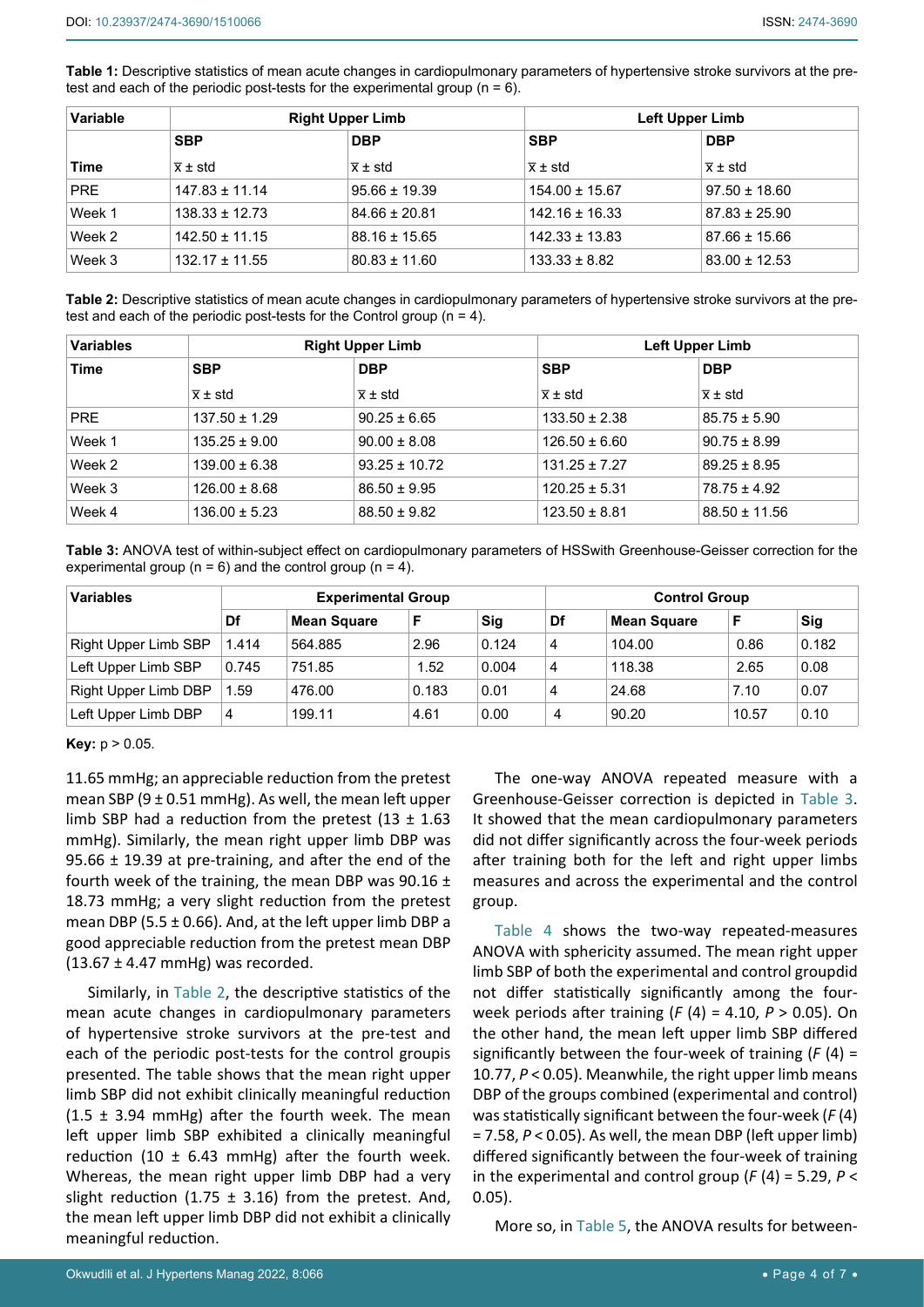**Table 1:** Descriptive statistics of mean acute changes in cardiopulmonary parameters of hypertensive stroke survivors at the pre-test and each of the periodic post-tests for the experimental group (n = 6).

| Variable | Right Upper Limb | | Left Upper Limb | |
|---|---|---|---|---|
| | **SBP** | **DBP** | **SBP** | **DBP** |
| **Time** | x̄ ± std | x̄ ± std | x̄ ± std | x̄ ± std |
| PRE | 147.83 ± 11.14 | 95.66 ± 19.39 | 154.00 ± 15.67 | 97.50 ± 18.60 |
| Week 1 | 138.33 ± 12.73 | 84.66 ± 20.81 | 142.16 ± 16.33 | 87.83 ± 25.90 |
| Week 2 | 142.50 ± 11.15 | 88.16 ± 15.65 | 142.33 ± 13.83 | 87.66 ± 15.66 |
| Week 3 | 132.17 ± 11.55 | 80.83 ± 11.60 | 133.33 ± 8.82 | 83.00 ± 12.53 |

**Table 2:** Descriptive statistics of mean acute changes in cardiopulmonary parameters of hypertensive stroke survivors at the pre-test and each of the periodic post-tests for the Control group (n = 4).

| Variables | Right Upper Limb | | Left Upper Limb | |
|---|---|---|---|---|
| **Time** | **SBP** | **DBP** | **SBP** | **DBP** |
| | x̄ ± std | x̄ ± std | x̄ ± std | x̄ ± std |
| PRE | 137.50 ± 1.29 | 90.25 ± 6.65 | 133.50 ± 2.38 | 85.75 ± 5.90 |
| Week 1 | 135.25 ± 9.00 | 90.00 ± 8.08 | 126.50 ± 6.60 | 90.75 ± 8.99 |
| Week 2 | 139.00 ± 6.38 | 93.25 ± 10.72 | 131.25 ± 7.27 | 89.25 ± 8.95 |
| Week 3 | 126.00 ± 8.68 | 86.50 ± 9.95 | 120.25 ± 5.31 | 78.75 ± 4.92 |
| Week 4 | 136.00 ± 5.23 | 88.50 ± 9.82 | 123.50 ± 8.81 | 88.50 ± 11.56 |

**Table 3:** ANOVA test of within-subject effect on cardiopulmonary parameters of HSSwith Greenhouse-Geisser correction for the experimental group (n = 6) and the control group (n = 4).

| Variables | Experimental Group | | | | Control Group | | | |
|---|---|---|---|---|---|---|---|---|
| | **Df** | **Mean Square** | **F** | **Sig** | **Df** | **Mean Square** | **F** | **Sig** |
| Right Upper Limb SBP | 1.414 | 564.885 | 2.96 | 0.124 | 4 | 104.00 | 0.86 | 0.182 |
| Left Upper Limb SBP | 0.745 | 751.85 | 1.52 | 0.004 | 4 | 118.38 | 2.65 | 0.08 |
| Right Upper Limb DBP | 1.59 | 476.00 | 0.183 | 0.01 | 4 | 24.68 | 7.10 | 0.07 |
| Left Upper Limb DBP | 4 | 199.11 | 4.61 | 0.00 | 4 | 90.20 | 10.57 | 0.10 |

**Key:** p > 0.05.

11.65 mmHg; an appreciable reduction from the pretest mean SBP (9 ± 0.51 mmHg). As well, the mean left upper limb SBP had a reduction from the pretest (13 ± 1.63 mmHg). Similarly, the mean right upper limb DBP was 95.66 ± 19.39 at pre-training, and after the end of the fourth week of the training, the mean DBP was 90.16 ± 18.73 mmHg; a very slight reduction from the pretest mean DBP (5.5 ± 0.66). And, at the left upper limb DBP a good appreciable reduction from the pretest mean DBP (13.67 ± 4.47 mmHg) was recorded.

Similarly, in Table 2, the descriptive statistics of the mean acute changes in cardiopulmonary parameters of hypertensive stroke survivors at the pre-test and each of the periodic post-tests for the control groupis presented. The table shows that the mean right upper limb SBP did not exhibit clinically meaningful reduction (1.5 ± 3.94 mmHg) after the fourth week. The mean left upper limb SBP exhibited a clinically meaningful reduction (10 ± 6.43 mmHg) after the fourth week. Whereas, the mean right upper limb DBP had a very slight reduction (1.75 ± 3.16) from the pretest. And, the mean left upper limb DBP did not exhibit a clinically meaningful reduction.

The one-way ANOVA repeated measure with a Greenhouse-Geisser correction is depicted in Table 3. It showed that the mean cardiopulmonary parameters did not differ significantly across the four-week periods after training both for the left and right upper limbs measures and across the experimental and the control group.

Table 4 shows the two-way repeated-measures ANOVA with sphericity assumed. The mean right upper limb SBP of both the experimental and control groupdid not differ statistically significantly among the four-week periods after training ($F$ (4) = 4.10, $P > 0.05$). On the other hand, the mean left upper limb SBP differed significantly between the four-week of training ($F$ (4) = 10.77, $P < 0.05$). Meanwhile, the right upper limb means DBP of the groups combined (experimental and control) was statistically significant between the four-week ($F$ (4) = 7.58, $P < 0.05$). As well, the mean DBP (left upper limb) differed significantly between the four-week of training in the experimental and control group ($F$ (4) = 5.29, $P < 0.05$).

More so, in Table 5, the ANOVA results for between-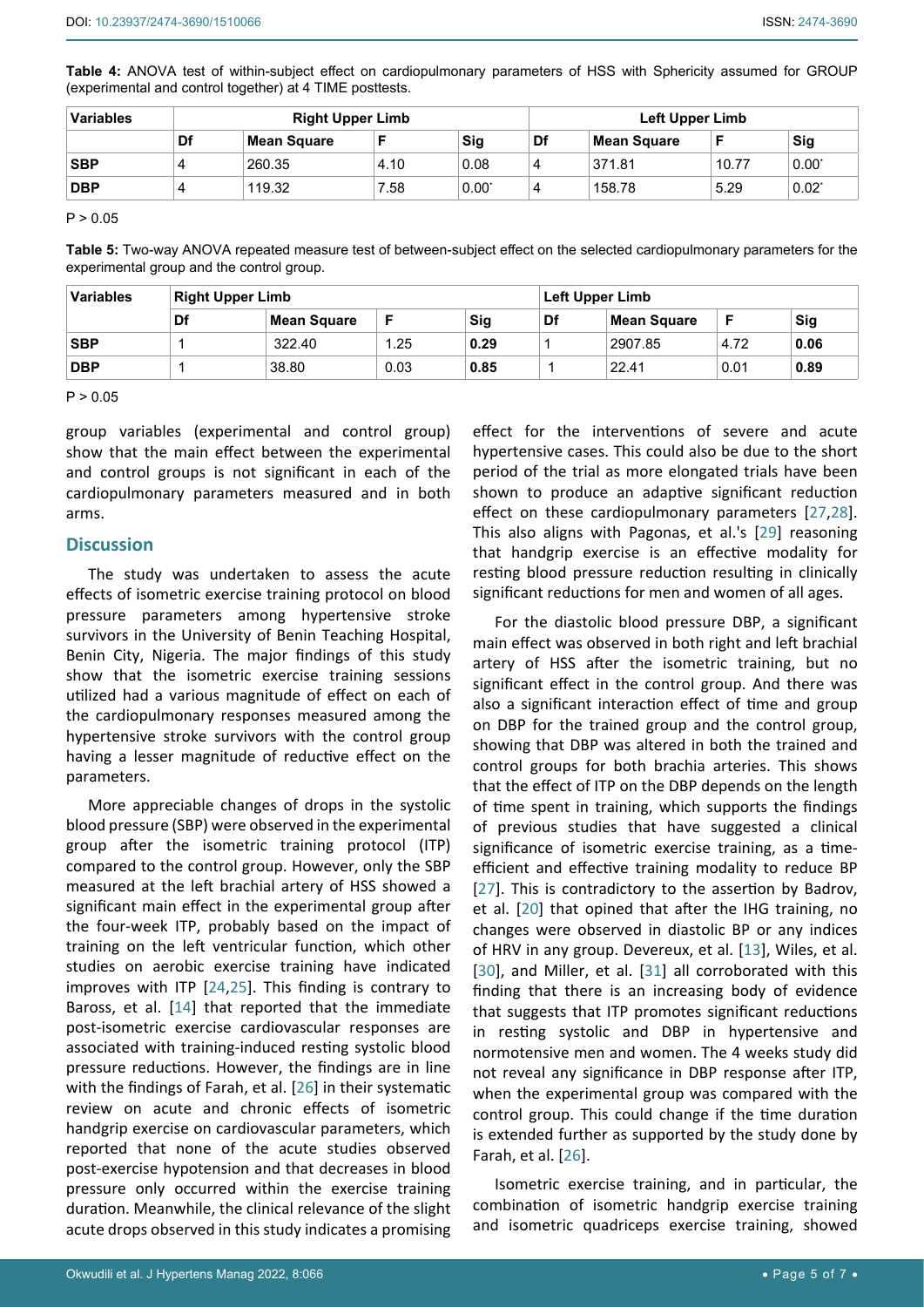**Table 4:** ANOVA test of within-subject effect on cardiopulmonary parameters of HSS with Sphericity assumed for GROUP (experimental and control together) at 4 TIME posttests.

| Variables | Right Upper Limb | | | | Left Upper Limb | | | |
|---|---|---|---|---|---|---|---|---|
| | Df | Mean Square | F | Sig | Df | Mean Square | F | Sig |
| **SBP** | 4 | 260.35 | 4.10 | 0.08 | 4 | 371.81 | 10.77 | 0.00* |
| **DBP** | 4 | 119.32 | 7.58 | 0.00* | 4 | 158.78 | 5.29 | 0.02* |

$P > 0.05$

**Table 5:** Two-way ANOVA repeated measure test of between-subject effect on the selected cardiopulmonary parameters for the experimental group and the control group.

| Variables | Right Upper Limb | | | | Left Upper Limb | | | |
|---|---|---|---|---|---|---|---|---|
| | Df | Mean Square | F | Sig | Df | Mean Square | F | Sig |
| **SBP** | 1 | 322.40 | 1.25 | **0.29** | 1 | 2907.85 | 4.72 | **0.06** |
| **DBP** | 1 | 38.80 | 0.03 | **0.85** | 1 | 22.41 | 0.01 | **0.89** |

$P > 0.05$

group variables (experimental and control group) show that the main effect between the experimental and control groups is not significant in each of the cardiopulmonary parameters measured and in both arms.

## Discussion

The study was undertaken to assess the acute effects of isometric exercise training protocol on blood pressure parameters among hypertensive stroke survivors in the University of Benin Teaching Hospital, Benin City, Nigeria. The major findings of this study show that the isometric exercise training sessions utilized had a various magnitude of effect on each of the cardiopulmonary responses measured among the hypertensive stroke survivors with the control group having a lesser magnitude of reductive effect on the parameters.

More appreciable changes of drops in the systolic blood pressure (SBP) were observed in the experimental group after the isometric training protocol (ITP) compared to the control group. However, only the SBP measured at the left brachial artery of HSS showed a significant main effect in the experimental group after the four-week ITP, probably based on the impact of training on the left ventricular function, which other studies on aerobic exercise training have indicated improves with ITP [24,25]. This finding is contrary to Baross, et al. [14] that reported that the immediate post-isometric exercise cardiovascular responses are associated with training-induced resting systolic blood pressure reductions. However, the findings are in line with the findings of Farah, et al. [26] in their systematic review on acute and chronic effects of isometric handgrip exercise on cardiovascular parameters, which reported that none of the acute studies observed post-exercise hypotension and that decreases in blood pressure only occurred within the exercise training duration. Meanwhile, the clinical relevance of the slight acute drops observed in this study indicates a promising effect for the interventions of severe and acute hypertensive cases. This could also be due to the short period of the trial as more elongated trials have been shown to produce an adaptive significant reduction effect on these cardiopulmonary parameters [27,28]. This also aligns with Pagonas, et al.'s [29] reasoning that handgrip exercise is an effective modality for resting blood pressure reduction resulting in clinically significant reductions for men and women of all ages.

For the diastolic blood pressure DBP, a significant main effect was observed in both right and left brachial artery of HSS after the isometric training, but no significant effect in the control group. And there was also a significant interaction effect of time and group on DBP for the trained group and the control group, showing that DBP was altered in both the trained and control groups for both brachia arteries. This shows that the effect of ITP on the DBP depends on the length of time spent in training, which supports the findings of previous studies that have suggested a clinical significance of isometric exercise training, as a time-efficient and effective training modality to reduce BP [27]. This is contradictory to the assertion by Badrov, et al. [20] that opined that after the IHG training, no changes were observed in diastolic BP or any indices of HRV in any group. Devereux, et al. [13], Wiles, et al. [30], and Miller, et al. [31] all corroborated with this finding that there is an increasing body of evidence that suggests that ITP promotes significant reductions in resting systolic and DBP in hypertensive and normotensive men and women. The 4 weeks study did not reveal any significance in DBP response after ITP, when the experimental group was compared with the control group. This could change if the time duration is extended further as supported by the study done by Farah, et al. [26].

Isometric exercise training, and in particular, the combination of isometric handgrip exercise training and isometric quadriceps exercise training, showed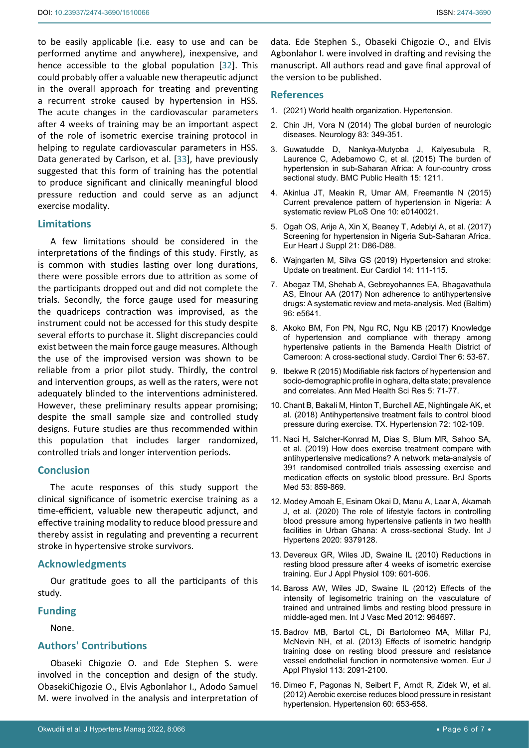to be easily applicable (i.e. easy to use and can be performed anytime and anywhere), inexpensive, and hence accessible to the global population [32]. This could probably offer a valuable new therapeutic adjunct in the overall approach for treating and preventing a recurrent stroke caused by hypertension in HSS. The acute changes in the cardiovascular parameters after 4 weeks of training may be an important aspect of the role of isometric exercise training protocol in helping to regulate cardiovascular parameters in HSS. Data generated by Carlson, et al. [33], have previously suggested that this form of training has the potential to produce significant and clinically meaningful blood pressure reduction and could serve as an adjunct exercise modality.

## Limitations

A few limitations should be considered in the interpretations of the findings of this study. Firstly, as is common with studies lasting over long durations, there were possible errors due to attrition as some of the participants dropped out and did not complete the trials. Secondly, the force gauge used for measuring the quadriceps contraction was improvised, as the instrument could not be accessed for this study despite several efforts to purchase it. Slight discrepancies could exist between the main force gauge measures. Although the use of the improvised version was shown to be reliable from a prior pilot study. Thirdly, the control and intervention groups, as well as the raters, were not adequately blinded to the interventions administered. However, these preliminary results appear promising; despite the small sample size and controlled study designs. Future studies are thus recommended within this population that includes larger randomized, controlled trials and longer intervention periods.

## Conclusion

The acute responses of this study support the clinical significance of isometric exercise training as a time-efficient, valuable new therapeutic adjunct, and effective training modality to reduce blood pressure and thereby assist in regulating and preventing a recurrent stroke in hypertensive stroke survivors.

## Acknowledgments

Our gratitude goes to all the participants of this study.

## Funding

None.

## Authors' Contributions

Obaseki Chigozie O. and Ede Stephen S. were involved in the conception and design of the study. ObasekiChigozie O., Elvis Agbonlahor I., Adodo Samuel M. were involved in the analysis and interpretation of data. Ede Stephen S., Obaseki Chigozie O., and Elvis Agbonlahor I. were involved in drafting and revising the manuscript. All authors read and gave final approval of the version to be published.

## References

1. (2021) World health organization. Hypertension.
2. Chin JH, Vora N (2014) The global burden of neurologic diseases. Neurology 83: 349-351.
3. Guwatudde D, Nankya-Mutyoba J, Kalyesubula R, Laurence C, Adebamowo C, et al. (2015) The burden of hypertension in sub-Saharan Africa: A four-country cross sectional study. BMC Public Health 15: 1211.
4. Akinlua JT, Meakin R, Umar AM, Freemantle N (2015) Current prevalence pattern of hypertension in Nigeria: A systematic review PLoS One 10: e0140021.
5. Ogah OS, Arije A, Xin X, Beaney T, Adebiyi A, et al. (2017) Screening for hypertension in Nigeria Sub-Saharan Africa. Eur Heart J Suppl 21: D86-D88.
6. Wajngarten M, Silva GS (2019) Hypertension and stroke: Update on treatment. Eur Cardiol 14: 111-115.
7. Abegaz TM, Shehab A, Gebreyohannes EA, Bhagavathula AS, Elnour AA (2017) Non adherence to antihypertensive drugs: A systematic review and meta-analysis. Med (Baltim) 96: e5641.
8. Akoko BM, Fon PN, Ngu RC, Ngu KB (2017) Knowledge of hypertension and compliance with therapy among hypertensive patients in the Bamenda Health District of Cameroon: A cross-sectional study. Cardiol Ther 6: 53-67.
9. Ibekwe R (2015) Modifiable risk factors of hypertension and socio-demographic profile in oghara, delta state; prevalence and correlates. Ann Med Health Sci Res 5: 71-77.
10. Chant B, Bakali M, Hinton T, Burchell AE, Nightingale AK, et al. (2018) Antihypertensive treatment fails to control blood pressure during exercise. TX. Hypertension 72: 102-109.
11. Naci H, Salcher-Konrad M, Dias S, Blum MR, Sahoo SA, et al. (2019) How does exercise treatment compare with antihypertensive medications? A network meta-analysis of 391 randomised controlled trials assessing exercise and medication effects on systolic blood pressure. BrJ Sports Med 53: 859-869.
12. Modey Amoah E, Esinam Okai D, Manu A, Laar A, Akamah J, et al. (2020) The role of lifestyle factors in controlling blood pressure among hypertensive patients in two health facilities in Urban Ghana: A cross-sectional Study. Int J Hypertens 2020: 9379128.
13. Devereux GR, Wiles JD, Swaine IL (2010) Reductions in resting blood pressure after 4 weeks of isometric exercise training. Eur J Appl Physiol 109: 601-606.
14. Baross AW, Wiles JD, Swaine IL (2012) Effects of the intensity of legisometric training on the vasculature of trained and untrained limbs and resting blood pressure in middle-aged men. Int J Vasc Med 2012: 964697.
15. Badrov MB, Bartol CL, Di Bartolomeo MA, Millar PJ, McNevin NH, et al. (2013) Effects of isometric handgrip training dose on resting blood pressure and resistance vessel endothelial function in normotensive women. Eur J Appl Physiol 113: 2091-2100.
16. Dimeo F, Pagonas N, Seibert F, Arndt R, Zidek W, et al. (2012) Aerobic exercise reduces blood pressure in resistant hypertension. Hypertension 60: 653-658.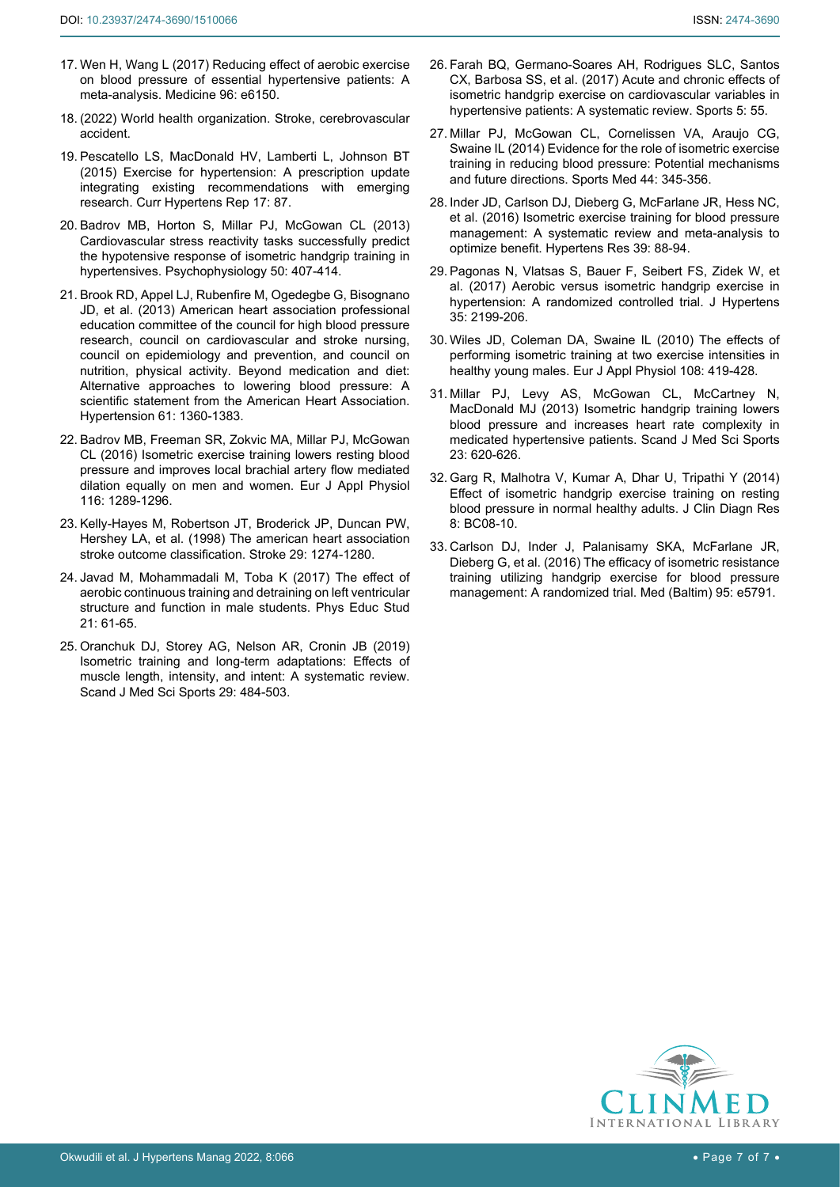17. Wen H, Wang L (2017) Reducing effect of aerobic exercise on blood pressure of essential hypertensive patients: A meta-analysis. Medicine 96: e6150.
18. (2022) World health organization. Stroke, cerebrovascular accident.
19. Pescatello LS, MacDonald HV, Lamberti L, Johnson BT (2015) Exercise for hypertension: A prescription update integrating existing recommendations with emerging research. Curr Hypertens Rep 17: 87.
20. Badrov MB, Horton S, Millar PJ, McGowan CL (2013) Cardiovascular stress reactivity tasks successfully predict the hypotensive response of isometric handgrip training in hypertensives. Psychophysiology 50: 407-414.
21. Brook RD, Appel LJ, Rubenfire M, Ogedegbe G, Bisognano JD, et al. (2013) American heart association professional education committee of the council for high blood pressure research, council on cardiovascular and stroke nursing, council on epidemiology and prevention, and council on nutrition, physical activity. Beyond medication and diet: Alternative approaches to lowering blood pressure: A scientific statement from the American Heart Association. Hypertension 61: 1360-1383.
22. Badrov MB, Freeman SR, Zokvic MA, Millar PJ, McGowan CL (2016) Isometric exercise training lowers resting blood pressure and improves local brachial artery flow mediated dilation equally on men and women. Eur J Appl Physiol 116: 1289-1296.
23. Kelly-Hayes M, Robertson JT, Broderick JP, Duncan PW, Hershey LA, et al. (1998) The american heart association stroke outcome classification. Stroke 29: 1274-1280.
24. Javad M, Mohammadali M, Toba K (2017) The effect of aerobic continuous training and detraining on left ventricular structure and function in male students. Phys Educ Stud 21: 61-65.
25. Oranchuk DJ, Storey AG, Nelson AR, Cronin JB (2019) Isometric training and long-term adaptations: Effects of muscle length, intensity, and intent: A systematic review. Scand J Med Sci Sports 29: 484-503.
26. Farah BQ, Germano-Soares AH, Rodrigues SLC, Santos CX, Barbosa SS, et al. (2017) Acute and chronic effects of isometric handgrip exercise on cardiovascular variables in hypertensive patients: A systematic review. Sports 5: 55.
27. Millar PJ, McGowan CL, Cornelissen VA, Araujo CG, Swaine IL (2014) Evidence for the role of isometric exercise training in reducing blood pressure: Potential mechanisms and future directions. Sports Med 44: 345-356.
28. Inder JD, Carlson DJ, Dieberg G, McFarlane JR, Hess NC, et al. (2016) Isometric exercise training for blood pressure management: A systematic review and meta-analysis to optimize benefit. Hypertens Res 39: 88-94.
29. Pagonas N, Vlatsas S, Bauer F, Seibert FS, Zidek W, et al. (2017) Aerobic versus isometric handgrip exercise in hypertension: A randomized controlled trial. J Hypertens 35: 2199-206.
30. Wiles JD, Coleman DA, Swaine IL (2010) The effects of performing isometric training at two exercise intensities in healthy young males. Eur J Appl Physiol 108: 419-428.
31. Millar PJ, Levy AS, McGowan CL, McCartney N, MacDonald MJ (2013) Isometric handgrip training lowers blood pressure and increases heart rate complexity in medicated hypertensive patients. Scand J Med Sci Sports 23: 620-626.
32. Garg R, Malhotra V, Kumar A, Dhar U, Tripathi Y (2014) Effect of isometric handgrip exercise training on resting blood pressure in normal healthy adults. J Clin Diagn Res 8: BC08-10.
33. Carlson DJ, Inder J, Palanisamy SKA, McFarlane JR, Dieberg G, et al. (2016) The efficacy of isometric resistance training utilizing handgrip exercise for blood pressure management: A randomized trial. Med (Baltim) 95: e5791.